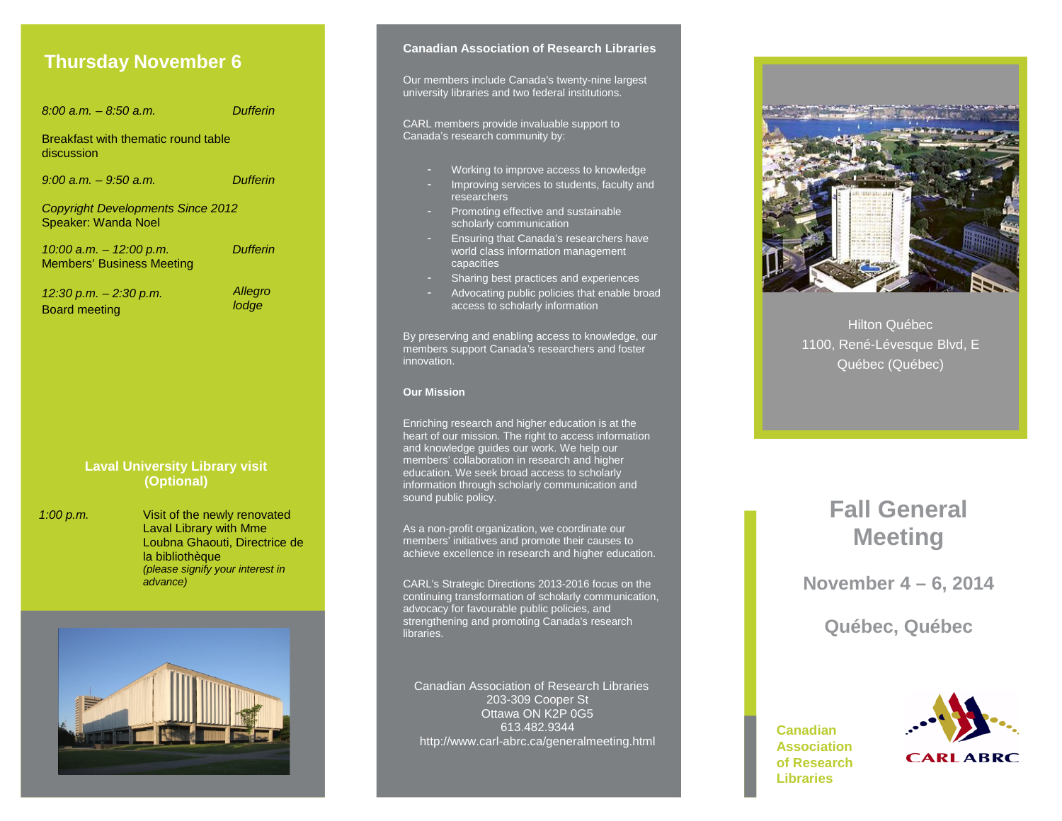## Thursday November 6

*8:00 a.m. – 8:50 a.m.* *Dufferin*

Breakfast with thematic round table discussion

*9:00 a.m. – 9:50 a.m.* *Dufferin*

*Copyright Developments Since 2012*
Speaker: Wanda Noel

*10:00 a.m. – 12:00 p.m.* *Dufferin*
Members' Business Meeting

*12:30 p.m. – 2:30 p.m.* *Allegro lodge*
Board meeting

### Laval University Library visit (Optional)

*1:00 p.m.* Visit of the newly renovated Laval Library with Mme Loubna Ghaouti, Directrice de la bibliothèque
*(please signify your interest in advance)*

## Canadian Association of Research Libraries

Our members include Canada's twenty-nine largest university libraries and two federal institutions.

CARL members provide invaluable support to Canada's research community by:

- Working to improve access to knowledge
- Improving services to students, faculty and researchers
- Promoting effective and sustainable scholarly communication
- Ensuring that Canada's researchers have world class information management capacities
- Sharing best practices and experiences
- Advocating public policies that enable broad access to scholarly information

By preserving and enabling access to knowledge, our members support Canada's researchers and foster innovation.

### Our Mission

Enriching research and higher education is at the heart of our mission. The right to access information and knowledge guides our work. We help our members' collaboration in research and higher education. We seek broad access to scholarly information through scholarly communication and sound public policy.

As a non-profit organization, we coordinate our members' initiatives and promote their causes to achieve excellence in research and higher education.

CARL's Strategic Directions 2013-2016 focus on the continuing transformation of scholarly communication, advocacy for favourable public policies, and strengthening and promoting Canada's research libraries.

Canadian Association of Research Libraries
203-309 Cooper St
Ottawa ON K2P 0G5
613.482.9344
http://www.carl-abrc.ca/generalmeeting.html

Hilton Québec
1100, René-Lévesque Blvd, E
Québec (Québec)

# Fall General Meeting

## November 4 – 6, 2014

## Québec, Québec

**Canadian Association of Research Libraries**

CARL ABRC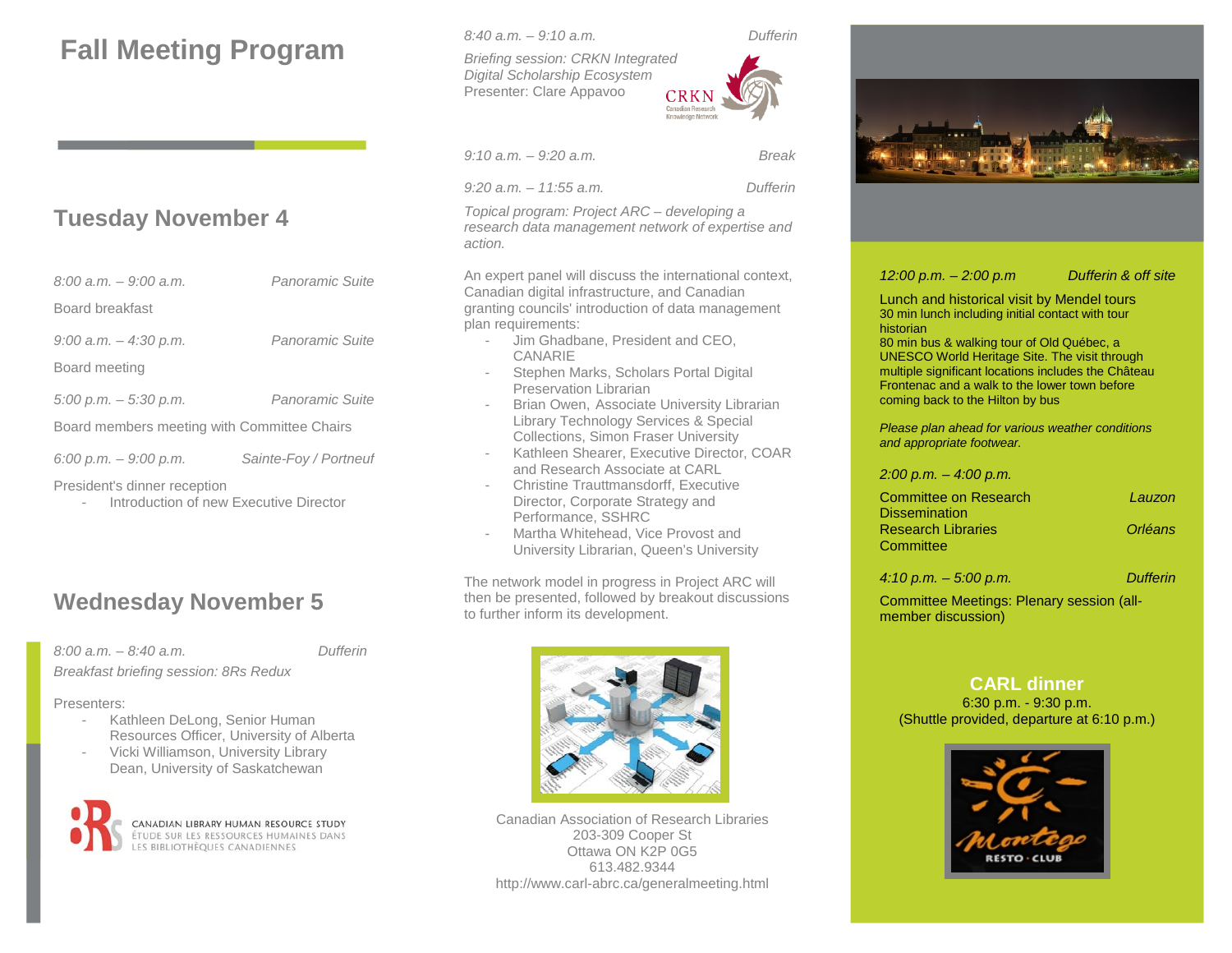# Fall Meeting Program

## Tuesday November 4

*8:00 a.m. – 9:00 a.m.* *Panoramic Suite*

Board breakfast

*9:00 a.m. – 4:30 p.m.* *Panoramic Suite*

Board meeting

*5:00 p.m. – 5:30 p.m.* *Panoramic Suite*

Board members meeting with Committee Chairs

*6:00 p.m. – 9:00 p.m.* *Sainte-Foy / Portneuf*

President's dinner reception

- Introduction of new Executive Director

## Wednesday November 5

*8:00 a.m. – 8:40 a.m.* *Dufferin*

*Breakfast briefing session: 8Rs Redux*

Presenters:

- Kathleen DeLong, Senior Human Resources Officer, University of Alberta
- Vicki Williamson, University Library Dean, University of Saskatchewan

8Rs CANADIAN LIBRARY HUMAN RESOURCE STUDY
ÉTUDE SUR LES RESSOURCES HUMAINES DANS LES BIBLIOTHÈQUES CANADIENNES

*8:40 a.m. – 9:10 a.m.* *Dufferin*

*Briefing session: CRKN Integrated Digital Scholarship Ecosystem*
Presenter: Clare Appavoo

CRKN Canadian Research Knowledge Network

*9:10 a.m. – 9:20 a.m.* *Break*

*9:20 a.m. – 11:55 a.m.* *Dufferin*

*Topical program: Project ARC – developing a research data management network of expertise and action.*

An expert panel will discuss the international context, Canadian digital infrastructure, and Canadian granting councils' introduction of data management plan requirements:

- Jim Ghadbane, President and CEO, CANARIE
- Stephen Marks, Scholars Portal Digital Preservation Librarian
- Brian Owen, Associate University Librarian Library Technology Services & Special Collections, Simon Fraser University
- Kathleen Shearer, Executive Director, COAR and Research Associate at CARL
- Christine Trauttmansdorff, Executive Director, Corporate Strategy and Performance, SSHRC
- Martha Whitehead, Vice Provost and University Librarian, Queen's University

The network model in progress in Project ARC will then be presented, followed by breakout discussions to further inform its development.

Canadian Association of Research Libraries
203-309 Cooper St
Ottawa ON K2P 0G5
613.482.9344
http://www.carl-abrc.ca/generalmeeting.html

*12:00 p.m. – 2:00 p.m* *Dufferin & off site*

Lunch and historical visit by Mendel tours
30 min lunch including initial contact with tour historian
80 min bus & walking tour of Old Québec, a UNESCO World Heritage Site. The visit through multiple significant locations includes the Château Frontenac and a walk to the lower town before coming back to the Hilton by bus

*Please plan ahead for various weather conditions and appropriate footwear.*

*2:00 p.m. – 4:00 p.m.*

Committee on Research Dissemination *Lauzon*
Research Libraries Committee *Orléans*

*4:10 p.m. – 5:00 p.m.* *Dufferin*

Committee Meetings: Plenary session (all-member discussion)

**CARL dinner**
6:30 p.m. - 9:30 p.m.
(Shuttle provided, departure at 6:10 p.m.)

Montego RESTO · CLUB